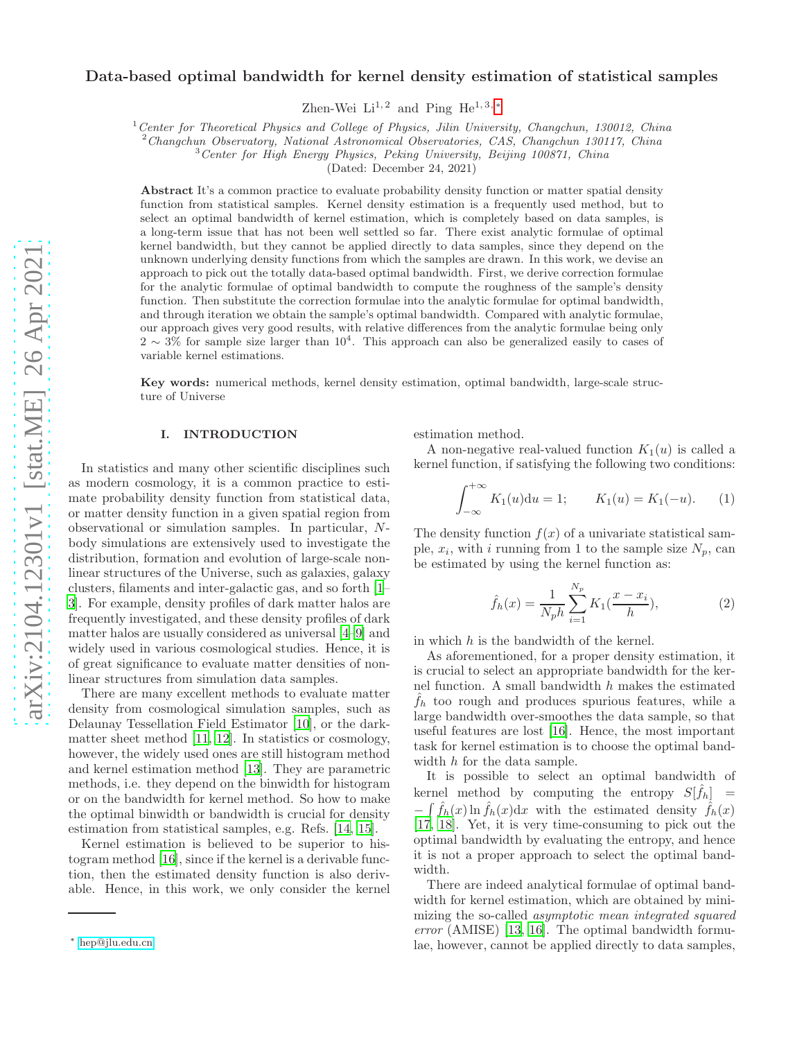# Data-based optimal bandwidth for kernel density estimation of statistical samples

Zhen-Wei Li[1,2] and Ping He[1,3,*]

[1] *Center for Theoretical Physics and College of Physics, Jilin University, Changchun, 130012, China*
[2] *Changchun Observatory, National Astronomical Observatories, CAS, Changchun 130117, China*
[3] *Center for High Energy Physics, Peking University, Beijing 100871, China*

(Dated: December 24, 2021)

**Abstract** It's a common practice to evaluate probability density function or matter spatial density function from statistical samples. Kernel density estimation is a frequently used method, but to select an optimal bandwidth of kernel estimation, which is completely based on data samples, is a long-term issue that has not been well settled so far. There exist analytic formulae of optimal kernel bandwidth, but they cannot be applied directly to data samples, since they depend on the unknown underlying density functions from which the samples are drawn. In this work, we devise an approach to pick out the totally data-based optimal bandwidth. First, we derive correction formulae for the analytic formulae of optimal bandwidth to compute the roughness of the sample's density function. Then substitute the correction formulae into the analytic formulae for optimal bandwidth, and through iteration we obtain the sample's optimal bandwidth. Compared with analytic formulae, our approach gives very good results, with relative differences from the analytic formulae being only $2 \sim 3\%$ for sample size larger than $10^4$. This approach can also be generalized easily to cases of variable kernel estimations.

**Key words:** numerical methods, kernel density estimation, optimal bandwidth, large-scale structure of Universe

## I. INTRODUCTION

In statistics and many other scientific disciplines such as modern cosmology, it is a common practice to estimate probability density function from statistical data, or matter density function in a given spatial region from observational or simulation samples. In particular, $N$-body simulations are extensively used to investigate the distribution, formation and evolution of large-scale nonlinear structures of the Universe, such as galaxies, galaxy clusters, filaments and inter-galactic gas, and so forth [1–3]. For example, density profiles of dark matter halos are frequently investigated, and these density profiles of dark matter halos are usually considered as universal [4–9] and widely used in various cosmological studies. Hence, it is of great significance to evaluate matter densities of nonlinear structures from simulation data samples.

There are many excellent methods to evaluate matter density from cosmological simulation samples, such as Delaunay Tessellation Field Estimator [10], or the dark-matter sheet method [11, 12]. In statistics or cosmology, however, the widely used ones are still histogram method and kernel estimation method [13]. They are parametric methods, i.e. they depend on the binwidth for histogram or on the bandwidth for kernel method. So how to make the optimal binwidth or bandwidth is crucial for density estimation from statistical samples, e.g. Refs. [14, 15].

Kernel estimation is believed to be superior to histogram method [16], since if the kernel is a derivable function, then the estimated density function is also derivable. Hence, in this work, we only consider the kernel estimation method.

A non-negative real-valued function $K_1(u)$ is called a kernel function, if satisfying the following two conditions:

$$\int_{-\infty}^{+\infty} K_1(u)\mathrm{d}u = 1; \qquad K_1(u) = K_1(-u). \tag{1}$$

The density function $f(x)$ of a univariate statistical sample, $x_i$, with $i$ running from 1 to the sample size $N_p$, can be estimated by using the kernel function as:

$$\hat{f}_h(x) = \frac{1}{N_p h}\sum_{i=1}^{N_p} K_1\left(\frac{x - x_i}{h}\right), \tag{2}$$

in which $h$ is the bandwidth of the kernel.

As aforementioned, for a proper density estimation, it is crucial to select an appropriate bandwidth for the kernel function. A small bandwidth $h$ makes the estimated $\hat{f}_h$ too rough and produces spurious features, while a large bandwidth over-smoothes the data sample, so that useful features are lost [16]. Hence, the most important task for kernel estimation is to choose the optimal bandwidth $h$ for the data sample.

It is possible to select an optimal bandwidth of kernel method by computing the entropy $S[\hat{f}_h] = -\int \hat{f}_h(x)\ln \hat{f}_h(x)\mathrm{d}x$ with the estimated density $\hat{f}_h(x)$ [17, 18]. Yet, it is very time-consuming to pick out the optimal bandwidth by evaluating the entropy, and hence it is not a proper approach to select the optimal bandwidth.

There are indeed analytical formulae of optimal bandwidth for kernel estimation, which are obtained by minimizing the so-called *asymptotic mean integrated squared error* (AMISE) [13, 16]. The optimal bandwidth formulae, however, cannot be applied directly to data samples,

---

* hep@jlu.edu.cn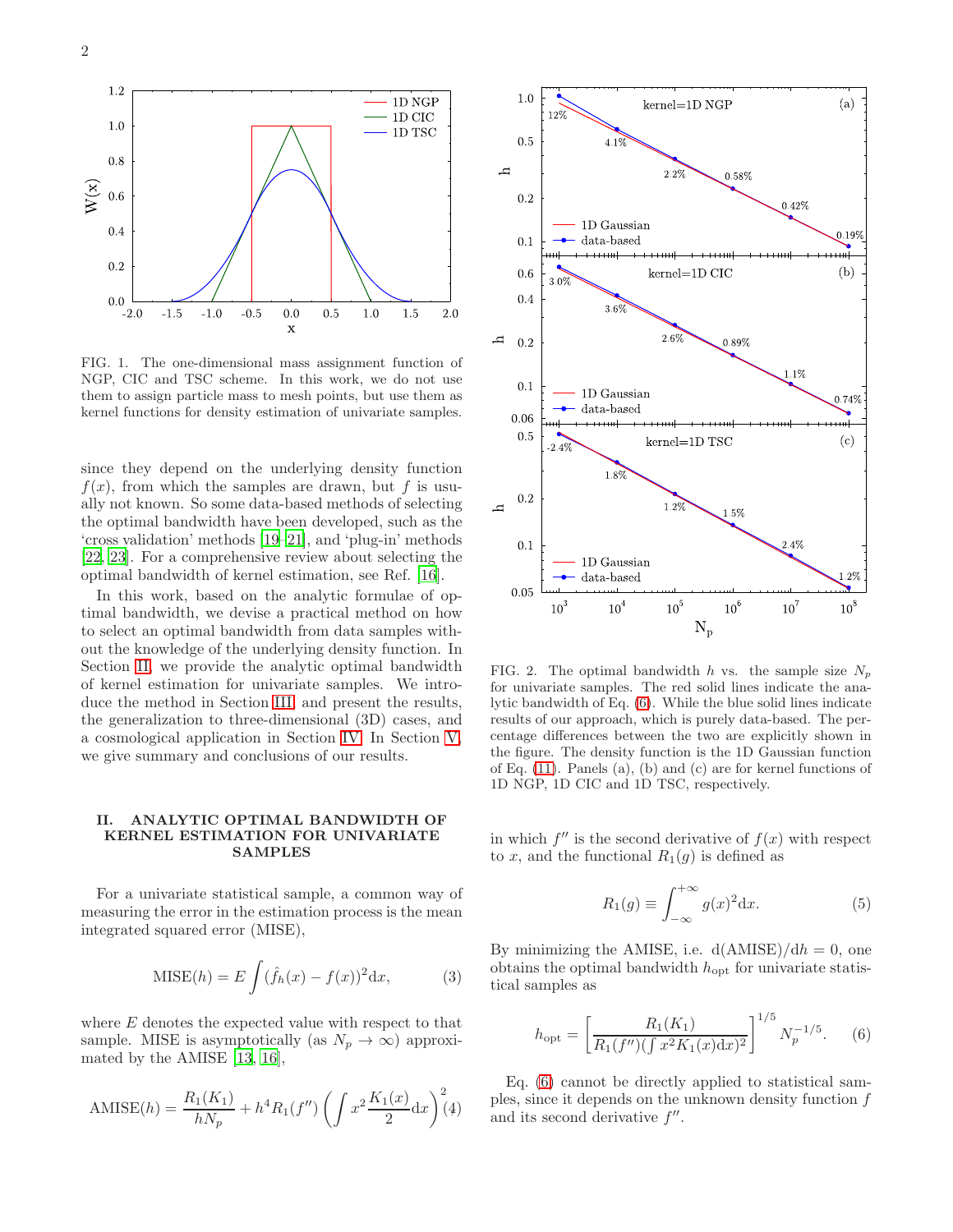FIG. 1. The one-dimensional mass assignment function of NGP, CIC and TSC scheme. In this work, we do not use them to assign particle mass to mesh points, but use them as kernel functions for density estimation of univariate samples.

since they depend on the underlying density function $f(x)$, from which the samples are drawn, but $f$ is usually not known. So some data-based methods of selecting the optimal bandwidth have been developed, such as the 'cross validation' methods [19–21], and 'plug-in' methods [22, 23]. For a comprehensive review about selecting the optimal bandwidth of kernel estimation, see Ref. [16].

In this work, based on the analytic formulae of optimal bandwidth, we devise a practical method on how to select an optimal bandwidth from data samples without the knowledge of the underlying density function. In Section II, we provide the analytic optimal bandwidth of kernel estimation for univariate samples. We introduce the method in Section III and present the results, the generalization to three-dimensional (3D) cases, and a cosmological application in Section IV. In Section V, we give summary and conclusions of our results.

## II. ANALYTIC OPTIMAL BANDWIDTH OF KERNEL ESTIMATION FOR UNIVARIATE SAMPLES

For a univariate statistical sample, a common way of measuring the error in the estimation process is the mean integrated squared error (MISE),

$$\mathrm{MISE}(h) = E\int(\hat{f}_h(x) - f(x))^2\mathrm{d}x, \tag{3}$$

where $E$ denotes the expected value with respect to that sample. MISE is asymptotically (as $N_p \to \infty$) approximated by the AMISE [13, 16],

$$\mathrm{AMISE}(h) = \frac{R_1(K_1)}{hN_p} + h^4 R_1(f'')\left(\int x^2\frac{K_1(x)}{2}\mathrm{d}x\right)^2 \tag{4}$$

FIG. 2. The optimal bandwidth $h$ vs. the sample size $N_p$ for univariate samples. The red solid lines indicate the analytic bandwidth of Eq. (6). While the blue solid lines indicate results of our approach, which is purely data-based. The percentage differences between the two are explicitly shown in the figure. The density function is the 1D Gaussian function of Eq. (11). Panels (a), (b) and (c) are for kernel functions of 1D NGP, 1D CIC and 1D TSC, respectively.

in which $f''$ is the second derivative of $f(x)$ with respect to $x$, and the functional $R_1(g)$ is defined as

$$R_1(g) \equiv \int_{-\infty}^{+\infty} g(x)^2\mathrm{d}x. \tag{5}$$

By minimizing the AMISE, i.e. $\mathrm{d(AMISE)}/\mathrm{d}h = 0$, one obtains the optimal bandwidth $h_{\mathrm{opt}}$ for univariate statistical samples as

$$h_{\mathrm{opt}} = \left[\frac{R_1(K_1)}{R_1(f'')(\int x^2 K_1(x)\mathrm{d}x)^2}\right]^{1/5} N_p^{-1/5}. \tag{6}$$

Eq. (6) cannot be directly applied to statistical samples, since it depends on the unknown density function $f$ and its second derivative $f''$.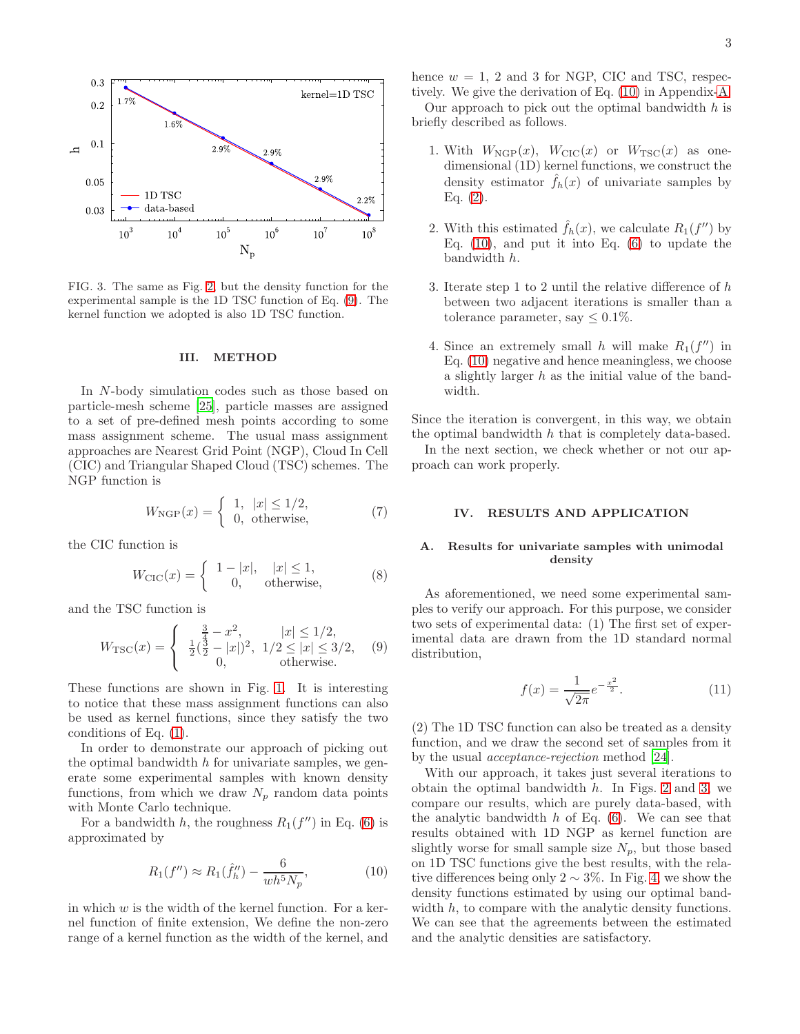FIG. 3. The same as Fig. 2, but the density function for the experimental sample is the 1D TSC function of Eq. (9). The kernel function we adopted is also 1D TSC function.

## III. METHOD

In $N$-body simulation codes such as those based on particle-mesh scheme [25], particle masses are assigned to a set of pre-defined mesh points according to some mass assignment scheme. The usual mass assignment approaches are Nearest Grid Point (NGP), Cloud In Cell (CIC) and Triangular Shaped Cloud (TSC) schemes. The NGP function is

$$W_{\rm NGP}(x) = \begin{cases} 1, & |x| \le 1/2, \\ 0, & \text{otherwise}, \end{cases} \tag{7}$$

the CIC function is

$$W_{\rm CIC}(x) = \begin{cases} 1-|x|, & |x| \le 1, \\ 0, & \text{otherwise}, \end{cases} \tag{8}$$

and the TSC function is

$$W_{\rm TSC}(x) = \begin{cases} \frac{3}{4} - x^2, & |x| \le 1/2, \\ \frac{1}{2}(\frac{3}{2} - |x|)^2, & 1/2 \le |x| \le 3/2, \\ 0, & \text{otherwise}. \end{cases} \tag{9}$$

These functions are shown in Fig. 1. It is interesting to notice that these mass assignment functions can also be used as kernel functions, since they satisfy the two conditions of Eq. (1).

In order to demonstrate our approach of picking out the optimal bandwidth $h$ for univariate samples, we generate some experimental samples with known density functions, from which we draw $N_p$ random data points with Monte Carlo technique.

For a bandwidth $h$, the roughness $R_1(f'')$ in Eq. (6) is approximated by

$$R_1(f'') \approx R_1(\hat{f}''_h) - \frac{6}{wh^5 N_p}, \tag{10}$$

in which $w$ is the width of the kernel function. For a kernel function of finite extension, We define the non-zero range of a kernel function as the width of the kernel, and hence $w = 1$, 2 and 3 for NGP, CIC and TSC, respectively. We give the derivation of Eq. (10) in Appendix-A.

Our approach to pick out the optimal bandwidth $h$ is briefly described as follows.

1. With $W_{\rm NGP}(x)$, $W_{\rm CIC}(x)$ or $W_{\rm TSC}(x)$ as one-dimensional (1D) kernel functions, we construct the density estimator $\hat{f}_h(x)$ of univariate samples by Eq. (2).

2. With this estimated $\hat{f}_h(x)$, we calculate $R_1(f'')$ by Eq. (10), and put it into Eq. (6) to update the bandwidth $h$.

3. Iterate step 1 to 2 until the relative difference of $h$ between two adjacent iterations is smaller than a tolerance parameter, say $\le 0.1\%$.

4. Since an extremely small $h$ will make $R_1(f'')$ in Eq. (10) negative and hence meaningless, we choose a slightly larger $h$ as the initial value of the bandwidth.

Since the iteration is convergent, in this way, we obtain the optimal bandwidth $h$ that is completely data-based.

In the next section, we check whether or not our approach can work properly.

## IV. RESULTS AND APPLICATION

### A. Results for univariate samples with unimodal density

As aforementioned, we need some experimental samples to verify our approach. For this purpose, we consider two sets of experimental data: (1) The first set of experimental data are drawn from the 1D standard normal distribution,

$$f(x) = \frac{1}{\sqrt{2\pi}} e^{-\frac{x^2}{2}}. \tag{11}$$

(2) The 1D TSC function can also be treated as a density function, and we draw the second set of samples from it by the usual *acceptance-rejection* method [24].

With our approach, it takes just several iterations to obtain the optimal bandwidth $h$. In Figs. 2 and 3, we compare our results, which are purely data-based, with the analytic bandwidth $h$ of Eq. (6). We can see that results obtained with 1D NGP as kernel function are slightly worse for small sample size $N_p$, but those based on 1D TSC functions give the best results, with the relative differences being only $2 \sim 3\%$. In Fig. 4, we show the density functions estimated by using our optimal bandwidth $h$, to compare with the analytic density functions. We can see that the agreements between the estimated and the analytic densities are satisfactory.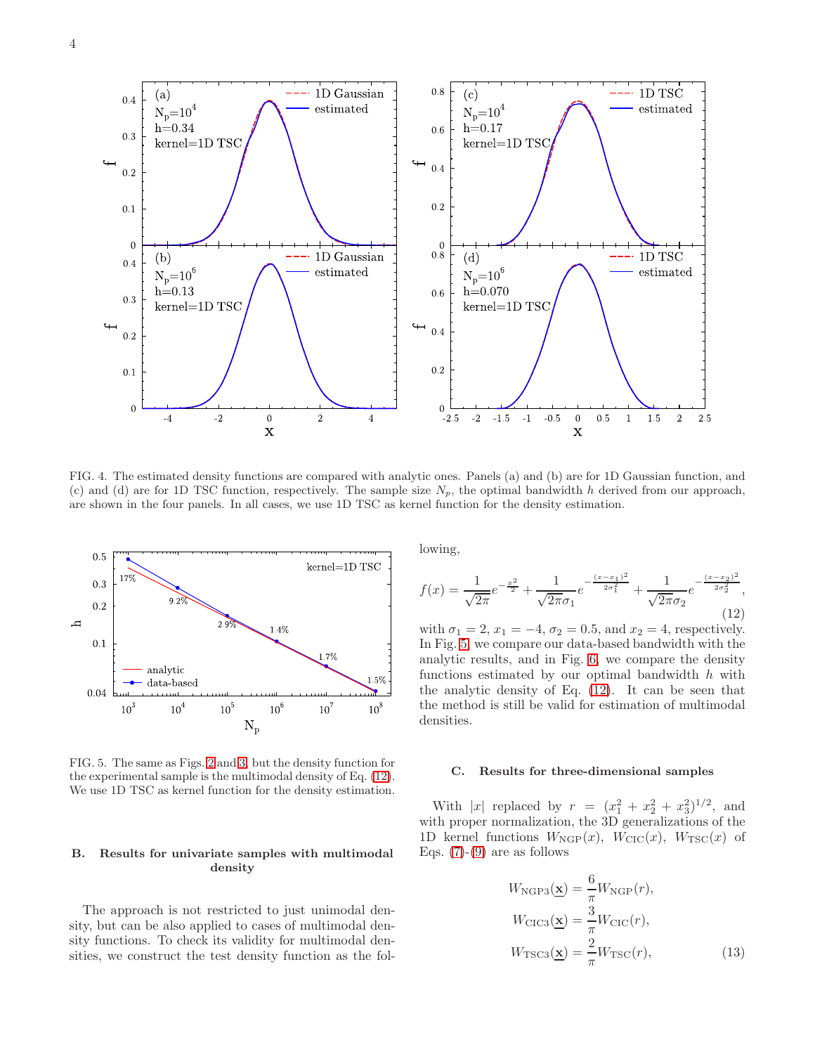FIG. 4. The estimated density functions are compared with analytic ones. Panels (a) and (b) are for 1D Gaussian function, and (c) and (d) are for 1D TSC function, respectively. The sample size $N_p$, the optimal bandwidth $h$ derived from our approach, are shown in the four panels. In all cases, we use 1D TSC as kernel function for the density estimation.

FIG. 5. The same as Figs. 2 and 3, but the density function for the experimental sample is the multimodal density of Eq. (12). We use 1D TSC as kernel function for the density estimation.

### B. Results for univariate samples with multimodal density

The approach is not restricted to just unimodal density, but can be also applied to cases of multimodal density functions. To check its validity for multimodal densities, we construct the test density function as the following,

$$f(x) = \frac{1}{\sqrt{2\pi}} e^{-\frac{x^2}{2}} + \frac{1}{\sqrt{2\pi}\sigma_1} e^{-\frac{(x-x_1)^2}{2\sigma_1^2}} + \frac{1}{\sqrt{2\pi}\sigma_2} e^{-\frac{(x-x_2)^2}{2\sigma_2^2}}, \tag{12}$$

with $\sigma_1 = 2$, $x_1 = -4$, $\sigma_2 = 0.5$, and $x_2 = 4$, respectively. In Fig. 5, we compare our data-based bandwidth with the analytic results, and in Fig. 6, we compare the density functions estimated by our optimal bandwidth $h$ with the analytic density of Eq. (12). It can be seen that the method is still be valid for estimation of multimodal densities.

### C. Results for three-dimensional samples

With $|x|$ replaced by $r = (x_1^2 + x_2^2 + x_3^2)^{1/2}$, and with proper normalization, the 3D generalizations of the 1D kernel functions $W_{\rm NGP}(x)$, $W_{\rm CIC}(x)$, $W_{\rm TSC}(x)$ of Eqs. (7)-(9) are as follows

$$\begin{aligned} W_{\rm NGP3}(\underline{\mathbf{x}}) &= \frac{6}{\pi} W_{\rm NGP}(r), \\ W_{\rm CIC3}(\underline{\mathbf{x}}) &= \frac{3}{\pi} W_{\rm CIC}(r), \\ W_{\rm TSC3}(\underline{\mathbf{x}}) &= \frac{2}{\pi} W_{\rm TSC}(r), \end{aligned} \tag{13}$$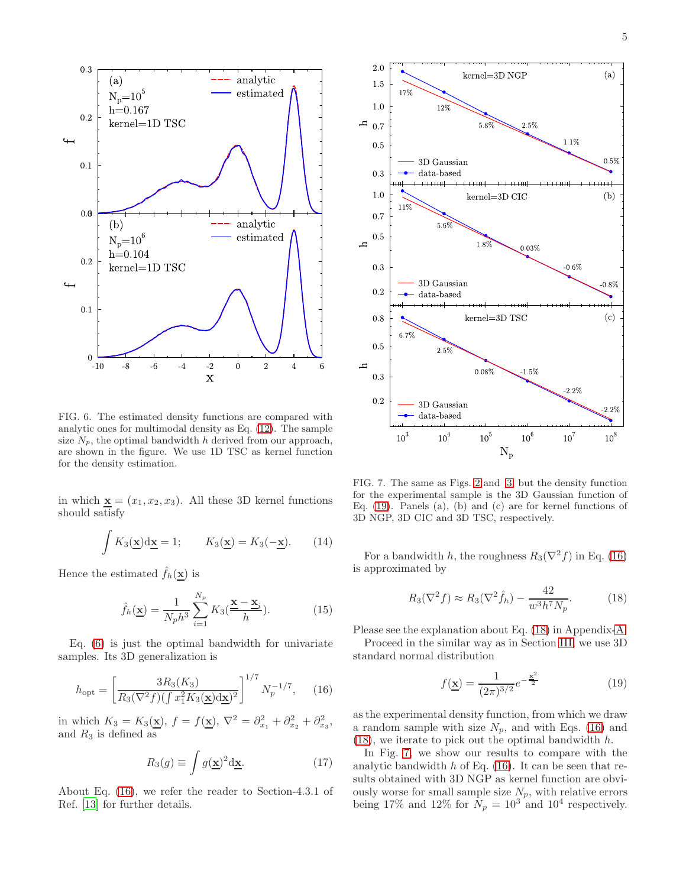FIG. 6. The estimated density functions are compared with analytic ones for multimodal density as Eq. (12). The sample size $N_p$, the optimal bandwidth $h$ derived from our approach, are shown in the figure. We use 1D TSC as kernel function for the density estimation.

in which $\underline{\mathbf{x}} = (x_1, x_2, x_3)$. All these 3D kernel functions should satisfy

$$\int K_3(\underline{\mathbf{x}})\mathrm{d}\underline{\mathbf{x}} = 1; \qquad K_3(\underline{\mathbf{x}}) = K_3(-\underline{\mathbf{x}}). \tag{14}$$

Hence the estimated $\hat{f}_h(\underline{\mathbf{x}})$ is

$$\hat{f}_h(\underline{\mathbf{x}}) = \frac{1}{N_p h^3}\sum_{i=1}^{N_p} K_3\left(\frac{\underline{\mathbf{x}} - \underline{\mathbf{x}}_i}{h}\right). \tag{15}$$

Eq. (6) is just the optimal bandwidth for univariate samples. Its 3D generalization is

$$h_{\mathrm{opt}} = \left[\frac{3R_3(K_3)}{R_3(\nabla^2 f)(\int x_1^2 K_3(\underline{\mathbf{x}})\mathrm{d}\underline{\mathbf{x}})^2}\right]^{1/7} N_p^{-1/7}, \tag{16}$$

in which $K_3 = K_3(\underline{\mathbf{x}})$, $f = f(\underline{\mathbf{x}})$, $\nabla^2 = \partial^2_{x_1} + \partial^2_{x_2} + \partial^2_{x_3}$, and $R_3$ is defined as

$$R_3(g) \equiv \int g(\underline{\mathbf{x}})^2 \mathrm{d}\underline{\mathbf{x}}. \tag{17}$$

About Eq. (16), we refer the reader to Section-4.3.1 of Ref. [13] for further details.

FIG. 7. The same as Figs. 2 and 3, but the density function for the experimental sample is the 3D Gaussian function of Eq. (19). Panels (a), (b) and (c) are for kernel functions of 3D NGP, 3D CIC and 3D TSC, respectively.

For a bandwidth $h$, the roughness $R_3(\nabla^2 f)$ in Eq. (16) is approximated by

$$R_3(\nabla^2 f) \approx R_3(\nabla^2 \hat{f}_h) - \frac{42}{w^3 h^7 N_p}. \tag{18}$$

Please see the explanation about Eq. (18) in Appendix-A.

Proceed in the similar way as in Section III, we use 3D standard normal distribution

$$f(\underline{\mathbf{x}}) = \frac{1}{(2\pi)^{3/2}} e^{-\frac{\underline{\mathbf{x}}^2}{2}} \tag{19}$$

as the experimental density function, from which we draw a random sample with size $N_p$, and with Eqs. (16) and (18), we iterate to pick out the optimal bandwidth $h$.

In Fig. 7, we show our results to compare with the analytic bandwidth $h$ of Eq. (16). It can be seen that results obtained with 3D NGP as kernel function are obviously worse for small sample size $N_p$, with relative errors being 17% and 12% for $N_p = 10^3$ and $10^4$ respectively.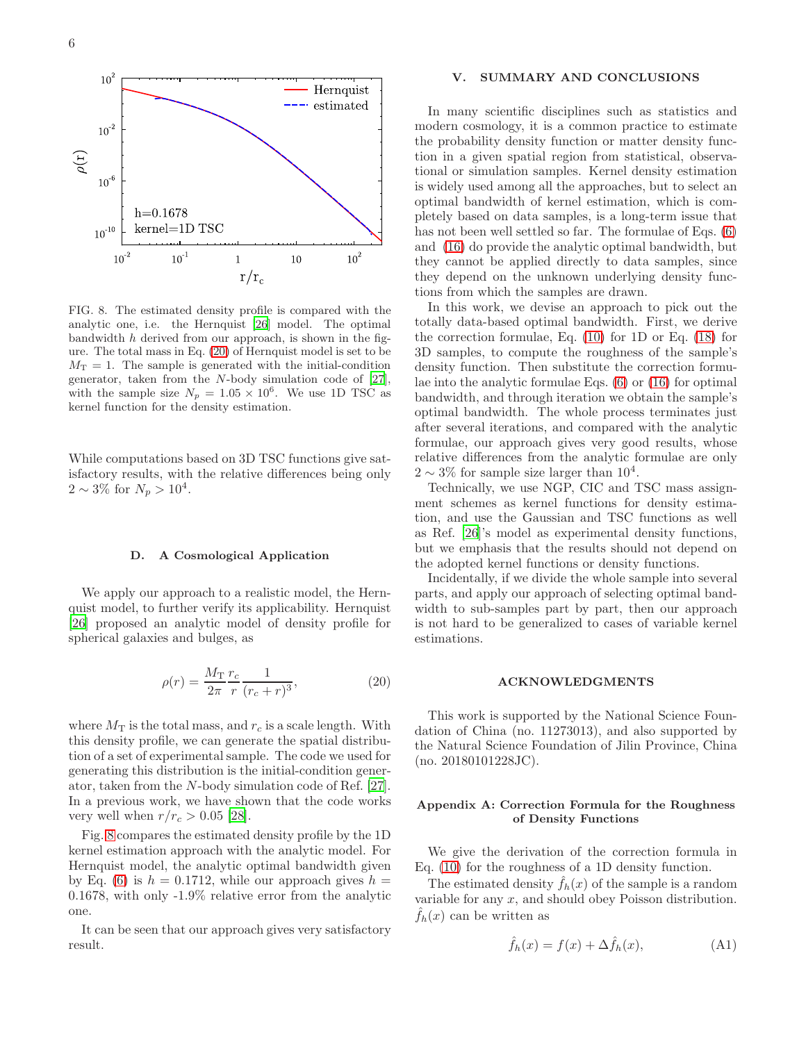FIG. 8. The estimated density profile is compared with the analytic one, i.e. the Hernquist [26] model. The optimal bandwidth $h$ derived from our approach, is shown in the figure. The total mass in Eq. (20) of Hernquist model is set to be $M_{\rm T} = 1$. The sample is generated with the initial-condition generator, taken from the $N$-body simulation code of [27], with the sample size $N_p = 1.05 \times 10^6$. We use 1D TSC as kernel function for the density estimation.

While computations based on 3D TSC functions give satisfactory results, with the relative differences being only $2 \sim 3\%$ for $N_p > 10^4$.

### D. A Cosmological Application

We apply our approach to a realistic model, the Hernquist model, to further verify its applicability. Hernquist [26] proposed an analytic model of density profile for spherical galaxies and bulges, as

$$\rho(r) = \frac{M_{\rm T}}{2\pi} \frac{r_c}{r} \frac{1}{(r_c + r)^3}, \tag{20}$$

where $M_{\rm T}$ is the total mass, and $r_c$ is a scale length. With this density profile, we can generate the spatial distribution of a set of experimental sample. The code we used for generating this distribution is the initial-condition generator, taken from the $N$-body simulation code of Ref. [27]. In a previous work, we have shown that the code works very well when $r/r_c > 0.05$ [28].

Fig. 8 compares the estimated density profile by the 1D kernel estimation approach with the analytic model. For Hernquist model, the analytic optimal bandwidth given by Eq. (6) is $h = 0.1712$, while our approach gives $h = 0.1678$, with only -1.9% relative error from the analytic one.

It can be seen that our approach gives very satisfactory result.

## V. SUMMARY AND CONCLUSIONS

In many scientific disciplines such as statistics and modern cosmology, it is a common practice to estimate the probability density function or matter density function in a given spatial region from statistical, observational or simulation samples. Kernel density estimation is widely used among all the approaches, but to select an optimal bandwidth of kernel estimation, which is completely based on data samples, is a long-term issue that has not been well settled so far. The formulae of Eqs. (6) and (16) do provide the analytic optimal bandwidth, but they cannot be applied directly to data samples, since they depend on the unknown underlying density functions from which the samples are drawn.

In this work, we devise an approach to pick out the totally data-based optimal bandwidth. First, we derive the correction formulae, Eq. (10) for 1D or Eq. (18) for 3D samples, to compute the roughness of the sample's density function. Then substitute the correction formulae into the analytic formulae Eqs. (6) or (16) for optimal bandwidth, and through iteration we obtain the sample's optimal bandwidth. The whole process terminates just after several iterations, and compared with the analytic formulae, our approach gives very good results, whose relative differences from the analytic formulae are only $2 \sim 3\%$ for sample size larger than $10^4$.

Technically, we use NGP, CIC and TSC mass assignment schemes as kernel functions for density estimation, and use the Gaussian and TSC functions as well as Ref. [26]'s model as experimental density functions, but we emphasis that the results should not depend on the adopted kernel functions or density functions.

Incidentally, if we divide the whole sample into several parts, and apply our approach of selecting optimal bandwidth to sub-samples part by part, then our approach is not hard to be generalized to cases of variable kernel estimations.

## ACKNOWLEDGMENTS

This work is supported by the National Science Foundation of China (no. 11273013), and also supported by the Natural Science Foundation of Jilin Province, China (no. 20180101228JC).

## Appendix A: Correction Formula for the Roughness of Density Functions

We give the derivation of the correction formula in Eq. (10) for the roughness of a 1D density function.

The estimated density $\hat{f}_h(x)$ of the sample is a random variable for any $x$, and should obey Poisson distribution. $\hat{f}_h(x)$ can be written as

$$\hat{f}_h(x) = f(x) + \Delta \hat{f}_h(x), \tag{A1}$$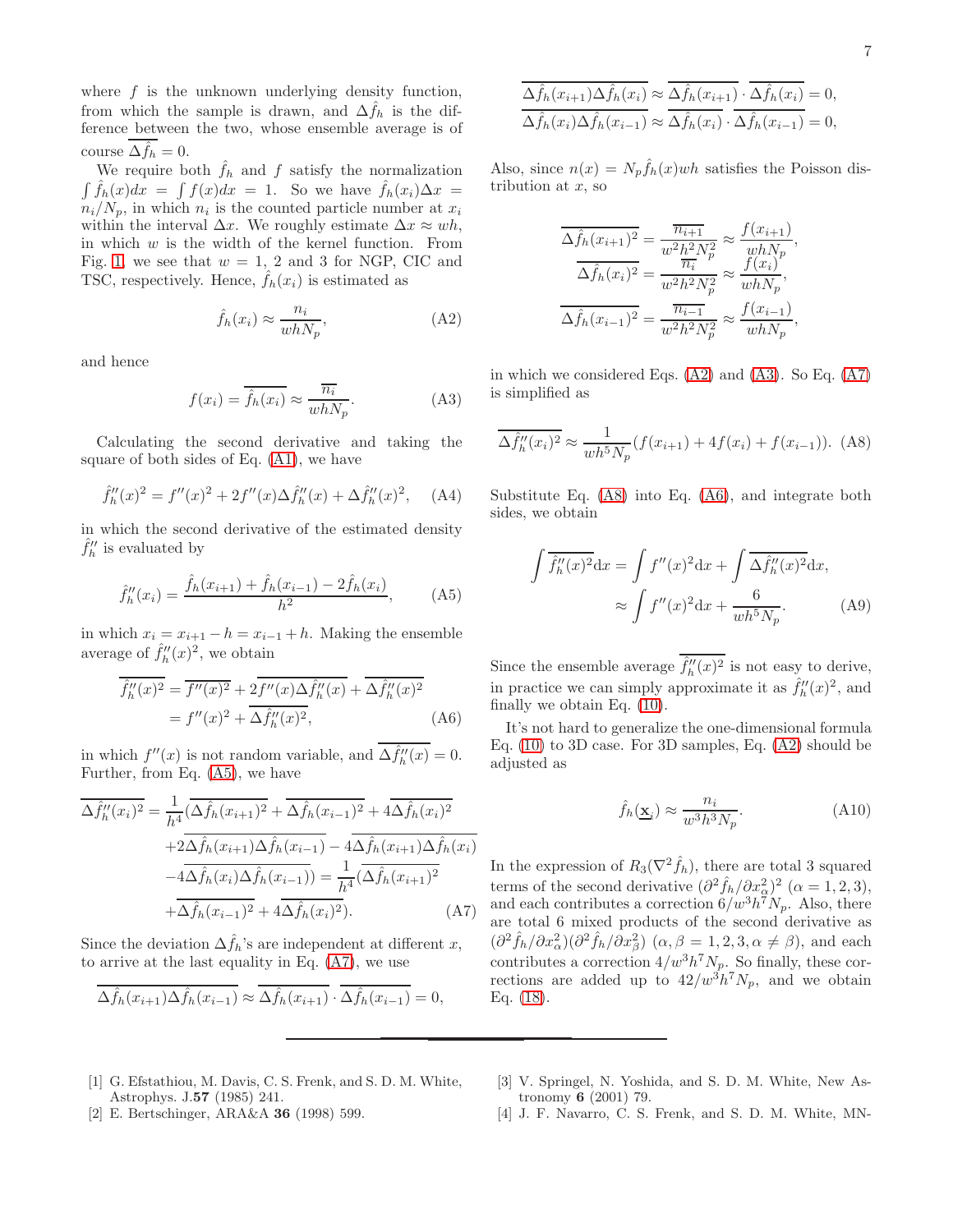where $f$ is the unknown underlying density function, from which the sample is drawn, and $\Delta\hat{f}_h$ is the difference between the two, whose ensemble average is of course $\overline{\Delta\hat{f}_h} = 0$.

We require both $\hat{f}_h$ and $f$ satisfy the normalization $\int \hat{f}_h(x)dx = \int f(x)dx = 1$. So we have $\hat{f}_h(x_i)\Delta x = n_i/N_p$, in which $n_i$ is the counted particle number at $x_i$ within the interval $\Delta x$. We roughly estimate $\Delta x \approx wh$, in which $w$ is the width of the kernel function. From Fig. 1, we see that $w = 1$, 2 and 3 for NGP, CIC and TSC, respectively. Hence, $\hat{f}_h(x_i)$ is estimated as

$$\hat{f}_h(x_i) \approx \frac{n_i}{whN_p}, \tag{A2}$$

and hence

$$f(x_i) = \overline{\hat{f}_h(x_i)} \approx \frac{\overline{n_i}}{whN_p}. \tag{A3}$$

Calculating the second derivative and taking the square of both sides of Eq. (A1), we have

$$\hat{f}_h''(x)^2 = f''(x)^2 + 2f''(x)\Delta\hat{f}_h''(x) + \Delta\hat{f}_h''(x)^2, \tag{A4}$$

in which the second derivative of the estimated density $\hat{f}_h''$ is evaluated by

$$\hat{f}_h''(x_i) = \frac{\hat{f}_h(x_{i+1}) + \hat{f}_h(x_{i-1}) - 2\hat{f}_h(x_i)}{h^2}, \tag{A5}$$

in which $x_i = x_{i+1} - h = x_{i-1} + h$. Making the ensemble average of $\hat{f}_h''(x)^2$, we obtain

$$\begin{aligned}\overline{\hat{f}_h''(x)^2} &= \overline{f''(x)^2} + 2\overline{f''(x)\Delta\hat{f}_h''(x)} + \overline{\Delta\hat{f}_h''(x)^2} \\ &= f''(x)^2 + \overline{\Delta\hat{f}_h''(x)^2},\end{aligned} \tag{A6}$$

in which $f''(x)$ is not random variable, and $\overline{\Delta\hat{f}_h''(x)} = 0$. Further, from Eq. (A5), we have

$$\begin{aligned}\overline{\Delta\hat{f}_h''(x_i)^2} &= \frac{1}{h^4}(\overline{\Delta\hat{f}_h(x_{i+1})^2} + \overline{\Delta\hat{f}_h(x_{i-1})^2} + 4\overline{\Delta\hat{f}_h(x_i)^2} \\ &\quad + 2\overline{\Delta\hat{f}_h(x_{i+1})\Delta\hat{f}_h(x_{i-1})} - 4\overline{\Delta\hat{f}_h(x_{i+1})\Delta\hat{f}_h(x_i)} \\ &\quad - 4\overline{\Delta\hat{f}_h(x_i)\Delta\hat{f}_h(x_{i-1})}) = \frac{1}{h^4}(\overline{\Delta\hat{f}_h(x_{i+1})^2} \\ &\quad + \overline{\Delta\hat{f}_h(x_{i-1})^2} + 4\overline{\Delta\hat{f}_h(x_i)^2}).\end{aligned} \tag{A7}$$

Since the deviation $\Delta\hat{f}_h$'s are independent at different $x$, to arrive at the last equality in Eq. (A7), we use

$$\overline{\Delta\hat{f}_h(x_{i+1})\Delta\hat{f}_h(x_{i-1})} \approx \overline{\Delta\hat{f}_h(x_{i+1})} \cdot \overline{\Delta\hat{f}_h(x_{i-1})} = 0,$$

$$\overline{\Delta\hat{f}_h(x_{i+1})\Delta\hat{f}_h(x_i)} \approx \overline{\Delta\hat{f}_h(x_{i+1})} \cdot \overline{\Delta\hat{f}_h(x_i)} = 0,$$

$$\overline{\Delta\hat{f}_h(x_i)\Delta\hat{f}_h(x_{i-1})} \approx \overline{\Delta\hat{f}_h(x_i)} \cdot \overline{\Delta\hat{f}_h(x_{i-1})} = 0,$$

Also, since $n(x) = N_p\hat{f}_h(x)wh$ satisfies the Poisson distribution at $x$, so

$$\begin{aligned}\overline{\Delta\hat{f}_h(x_{i+1})^2} &= \frac{\overline{n_{i+1}}}{w^2h^2N_p^2} \approx \frac{f(x_{i+1})}{whN_p}, \\ \overline{\Delta\hat{f}_h(x_i)^2} &= \frac{\overline{n_i}}{w^2h^2N_p^2} \approx \frac{f(x_i)}{whN_p}, \\ \overline{\Delta\hat{f}_h(x_{i-1})^2} &= \frac{\overline{n_{i-1}}}{w^2h^2N_p^2} \approx \frac{f(x_{i-1})}{whN_p},\end{aligned}$$

in which we considered Eqs. (A2) and (A3). So Eq. (A7) is simplified as

$$\overline{\Delta\hat{f}_h''(x_i)^2} \approx \frac{1}{wh^5N_p}(f(x_{i+1}) + 4f(x_i) + f(x_{i-1})). \tag{A8}$$

Substitute Eq. (A8) into Eq. (A6), and integrate both sides, we obtain

$$\begin{aligned}\int \overline{\hat{f}_h''(x)^2}\mathrm{d}x &= \int f''(x)^2\mathrm{d}x + \int \overline{\Delta\hat{f}_h''(x)^2}\mathrm{d}x, \\ &\approx \int f''(x)^2\mathrm{d}x + \frac{6}{wh^5N_p}.\end{aligned} \tag{A9}$$

Since the ensemble average $\overline{\hat{f}_h''(x)^2}$ is not easy to derive, in practice we can simply approximate it as $\hat{f}_h''(x)^2$, and finally we obtain Eq. (10).

It's not hard to generalize the one-dimensional formula Eq. (10) to 3D case. For 3D samples, Eq. (A2) should be adjusted as

$$\hat{f}_h(\underline{\mathbf{x}}_i) \approx \frac{n_i}{w^3h^3N_p}. \tag{A10}$$

In the expression of $R_3(\nabla^2\hat{f}_h)$, there are total 3 squared terms of the second derivative $(\partial^2\hat{f}_h/\partial x_\alpha^2)^2$ $(\alpha = 1, 2, 3)$, and each contributes a correction $6/w^3h^7N_p$. Also, there are total 6 mixed products of the second derivative as $(\partial^2\hat{f}_h/\partial x_\alpha^2)(\partial^2\hat{f}_h/\partial x_\beta^2)$ $(\alpha, \beta = 1, 2, 3, \alpha \neq \beta)$, and each contributes a correction $4/w^3h^7N_p$. So finally, these corrections are added up to $42/w^3h^7N_p$, and we obtain Eq. (18).

---

[1] G. Efstathiou, M. Davis, C. S. Frenk, and S. D. M. White, Astrophys. J.**57** (1985) 241.

[2] E. Bertschinger, ARA&A **36** (1998) 599.

[3] V. Springel, N. Yoshida, and S. D. M. White, New Astronomy **6** (2001) 79.

[4] J. F. Navarro, C. S. Frenk, and S. D. M. White, MN-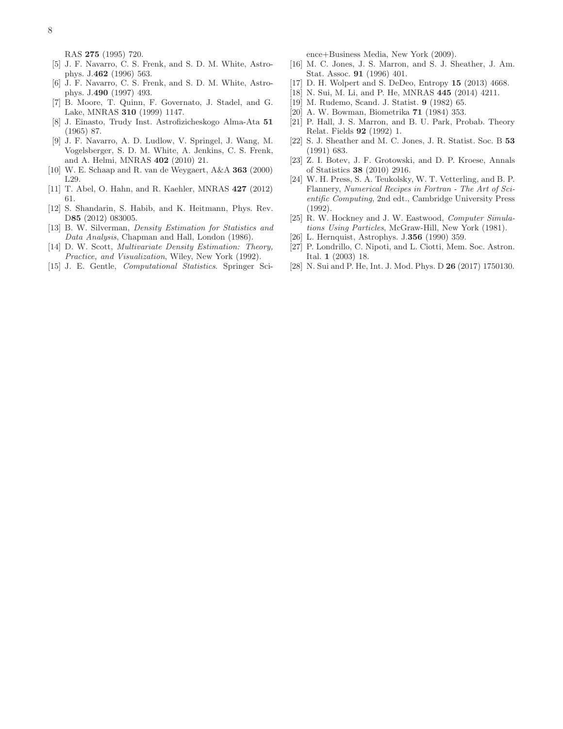RAS **275** (1995) 720.

[5] J. F. Navarro, C. S. Frenk, and S. D. M. White, Astrophys. J.**462** (1996) 563.

[6] J. F. Navarro, C. S. Frenk, and S. D. M. White, Astrophys. J.**490** (1997) 493.

[7] B. Moore, T. Quinn, F. Governato, J. Stadel, and G. Lake, MNRAS **310** (1999) 1147.

[8] J. Einasto, Trudy Inst. Astrofizicheskogo Alma-Ata **51** (1965) 87.

[9] J. F. Navarro, A. D. Ludlow, V. Springel, J. Wang, M. Vogelsberger, S. D. M. White, A. Jenkins, C. S. Frenk, and A. Helmi, MNRAS **402** (2010) 21.

[10] W. E. Schaap and R. van de Weygaert, A&A **363** (2000) L29.

[11] T. Abel, O. Hahn, and R. Kaehler, MNRAS **427** (2012) 61.

[12] S. Shandarin, S. Habib, and K. Heitmann, Phys. Rev. D**85** (2012) 083005.

[13] B. W. Silverman, *Density Estimation for Statistics and Data Analysis*, Chapman and Hall, London (1986).

[14] D. W. Scott, *Multivariate Density Estimation: Theory, Practice, and Visualization*, Wiley, New York (1992).

[15] J. E. Gentle, *Computational Statistics*. Springer Science+Business Media, New York (2009).

[16] M. C. Jones, J. S. Marron, and S. J. Sheather, J. Am. Stat. Assoc. **91** (1996) 401.

[17] D. H. Wolpert and S. DeDeo, Entropy **15** (2013) 4668.

[18] N. Sui, M. Li, and P. He, MNRAS **445** (2014) 4211.

[19] M. Rudemo, Scand. J. Statist. **9** (1982) 65.

[20] A. W. Bowman, Biometrika **71** (1984) 353.

[21] P. Hall, J. S. Marron, and B. U. Park, Probab. Theory Relat. Fields **92** (1992) 1.

[22] S. J. Sheather and M. C. Jones, J. R. Statist. Soc. B **53** (1991) 683.

[23] Z. I. Botev, J. F. Grotowski, and D. P. Kroese, Annals of Statistics **38** (2010) 2916.

[24] W. H. Press, S. A. Teukolsky, W. T. Vetterling, and B. P. Flannery, *Numerical Recipes in Fortran - The Art of Scientific Computing*, 2nd edt., Cambridge University Press (1992).

[25] R. W. Hockney and J. W. Eastwood, *Computer Simulations Using Particles*, McGraw-Hill, New York (1981).

[26] L. Hernquist, Astrophys. J.**356** (1990) 359.

[27] P. Londrillo, C. Nipoti, and L. Ciotti, Mem. Soc. Astron. Ital. **1** (2003) 18.

[28] N. Sui and P. He, Int. J. Mod. Phys. D **26** (2017) 1750130.